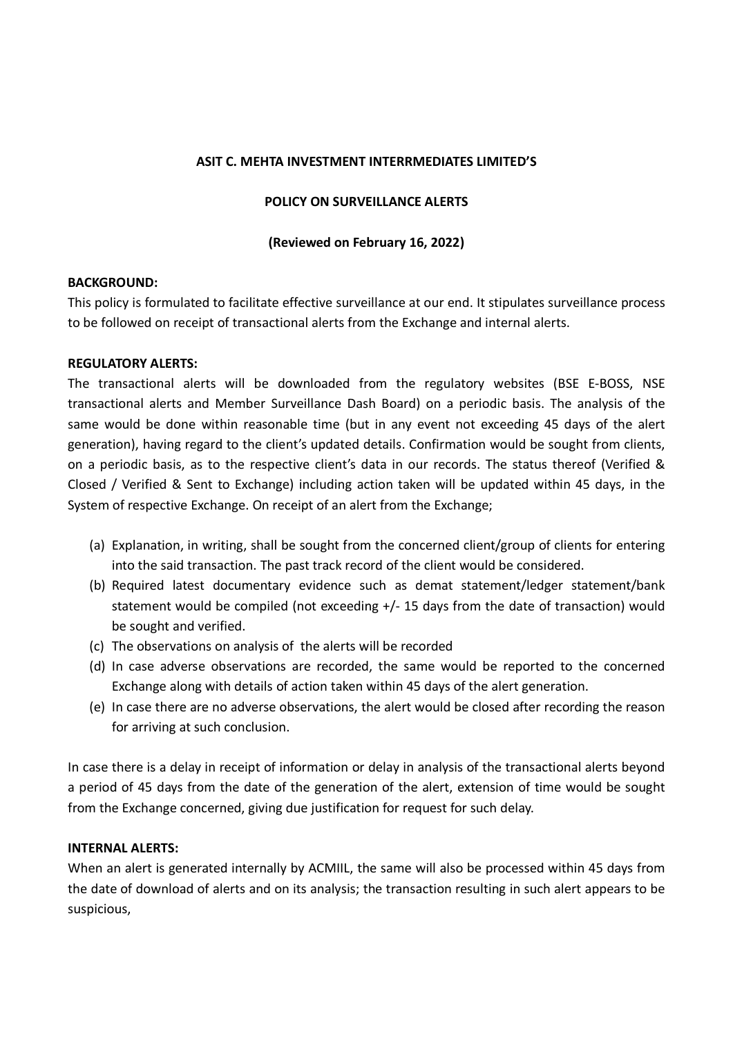**ASIT C. MEHTA INVESTMENT INTERRMEDIATES LIMITED'S**

**POLICY ON SURVEILLANCE ALERTS**

**(Reviewed on February 16, 2022)**

**BACKGROUND:**

This policy is formulated to facilitate effective surveillance at our end. It stipulates surveillance process to be followed on receipt of transactional alerts from the Exchange and internal alerts.

**REGULATORY ALERTS:**

The transactional alerts will be downloaded from the regulatory websites (BSE E-BOSS, NSE transactional alerts and Member Surveillance Dash Board) on a periodic basis. The analysis of the same would be done within reasonable time (but in any event not exceeding 45 days of the alert generation), having regard to the client's updated details. Confirmation would be sought from clients, on a periodic basis, as to the respective client's data in our records. The status thereof (Verified & Closed / Verified & Sent to Exchange) including action taken will be updated within 45 days, in the System of respective Exchange. On receipt of an alert from the Exchange;

(a) Explanation, in writing, shall be sought from the concerned client/group of clients for entering into the said transaction. The past track record of the client would be considered.
(b) Required latest documentary evidence such as demat statement/ledger statement/bank statement would be compiled (not exceeding +/- 15 days from the date of transaction) would be sought and verified.
(c) The observations on analysis of the alerts will be recorded
(d) In case adverse observations are recorded, the same would be reported to the concerned Exchange along with details of action taken within 45 days of the alert generation.
(e) In case there are no adverse observations, the alert would be closed after recording the reason for arriving at such conclusion.

In case there is a delay in receipt of information or delay in analysis of the transactional alerts beyond a period of 45 days from the date of the generation of the alert, extension of time would be sought from the Exchange concerned, giving due justification for request for such delay.

**INTERNAL ALERTS:**

When an alert is generated internally by ACMIIL, the same will also be processed within 45 days from the date of download of alerts and on its analysis; the transaction resulting in such alert appears to be suspicious,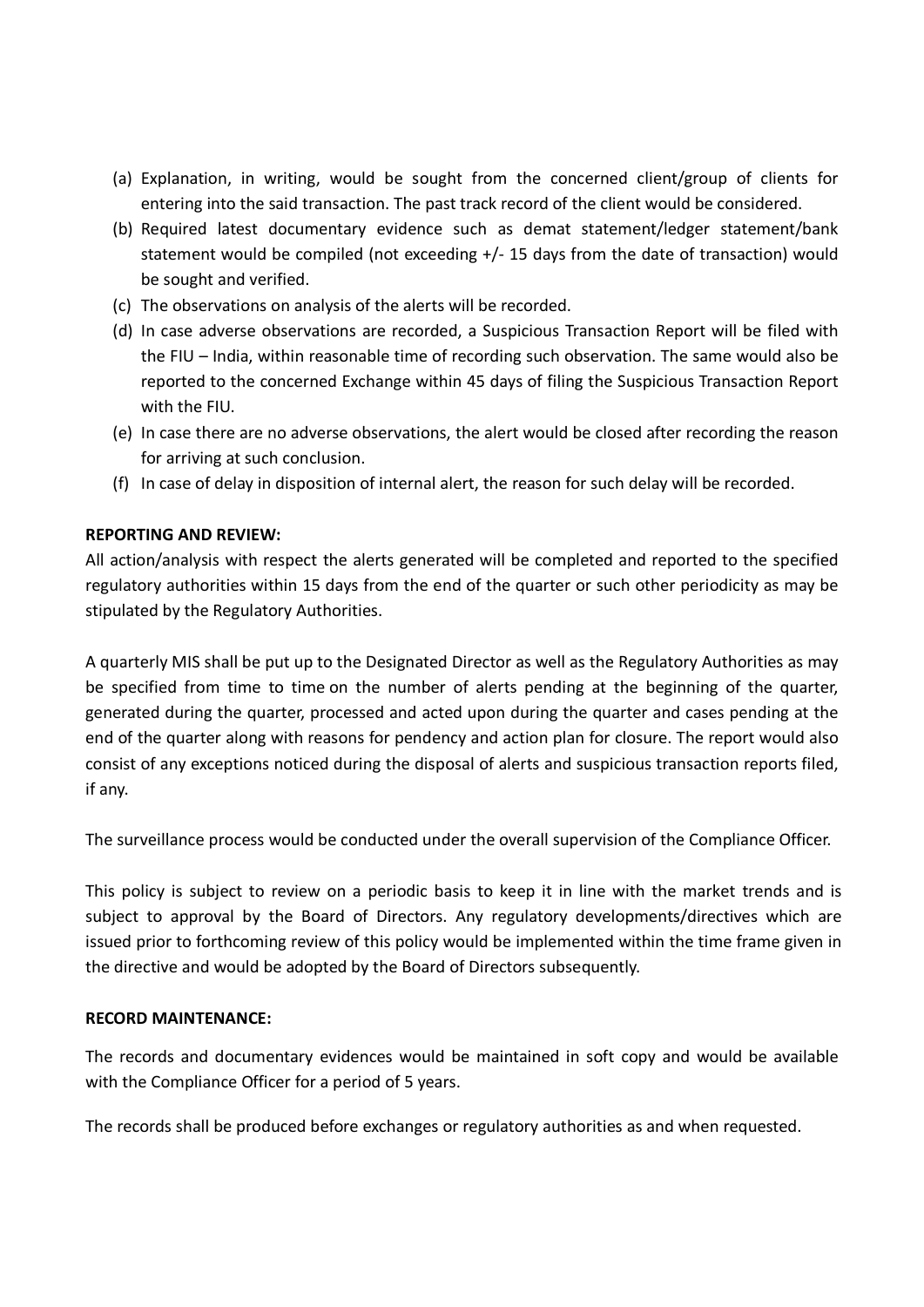(a) Explanation, in writing, would be sought from the concerned client/group of clients for entering into the said transaction. The past track record of the client would be considered.

(b) Required latest documentary evidence such as demat statement/ledger statement/bank statement would be compiled (not exceeding +/- 15 days from the date of transaction) would be sought and verified.

(c) The observations on analysis of the alerts will be recorded.

(d) In case adverse observations are recorded, a Suspicious Transaction Report will be filed with the FIU – India, within reasonable time of recording such observation. The same would also be reported to the concerned Exchange within 45 days of filing the Suspicious Transaction Report with the FIU.

(e) In case there are no adverse observations, the alert would be closed after recording the reason for arriving at such conclusion.

(f) In case of delay in disposition of internal alert, the reason for such delay will be recorded.

**REPORTING AND REVIEW:**

All action/analysis with respect the alerts generated will be completed and reported to the specified regulatory authorities within 15 days from the end of the quarter or such other periodicity as may be stipulated by the Regulatory Authorities.

A quarterly MIS shall be put up to the Designated Director as well as the Regulatory Authorities as may be specified from time to time on the number of alerts pending at the beginning of the quarter, generated during the quarter, processed and acted upon during the quarter and cases pending at the end of the quarter along with reasons for pendency and action plan for closure. The report would also consist of any exceptions noticed during the disposal of alerts and suspicious transaction reports filed, if any.

The surveillance process would be conducted under the overall supervision of the Compliance Officer.

This policy is subject to review on a periodic basis to keep it in line with the market trends and is subject to approval by the Board of Directors. Any regulatory developments/directives which are issued prior to forthcoming review of this policy would be implemented within the time frame given in the directive and would be adopted by the Board of Directors subsequently.

**RECORD MAINTENANCE:**

The records and documentary evidences would be maintained in soft copy and would be available with the Compliance Officer for a period of 5 years.

The records shall be produced before exchanges or regulatory authorities as and when requested.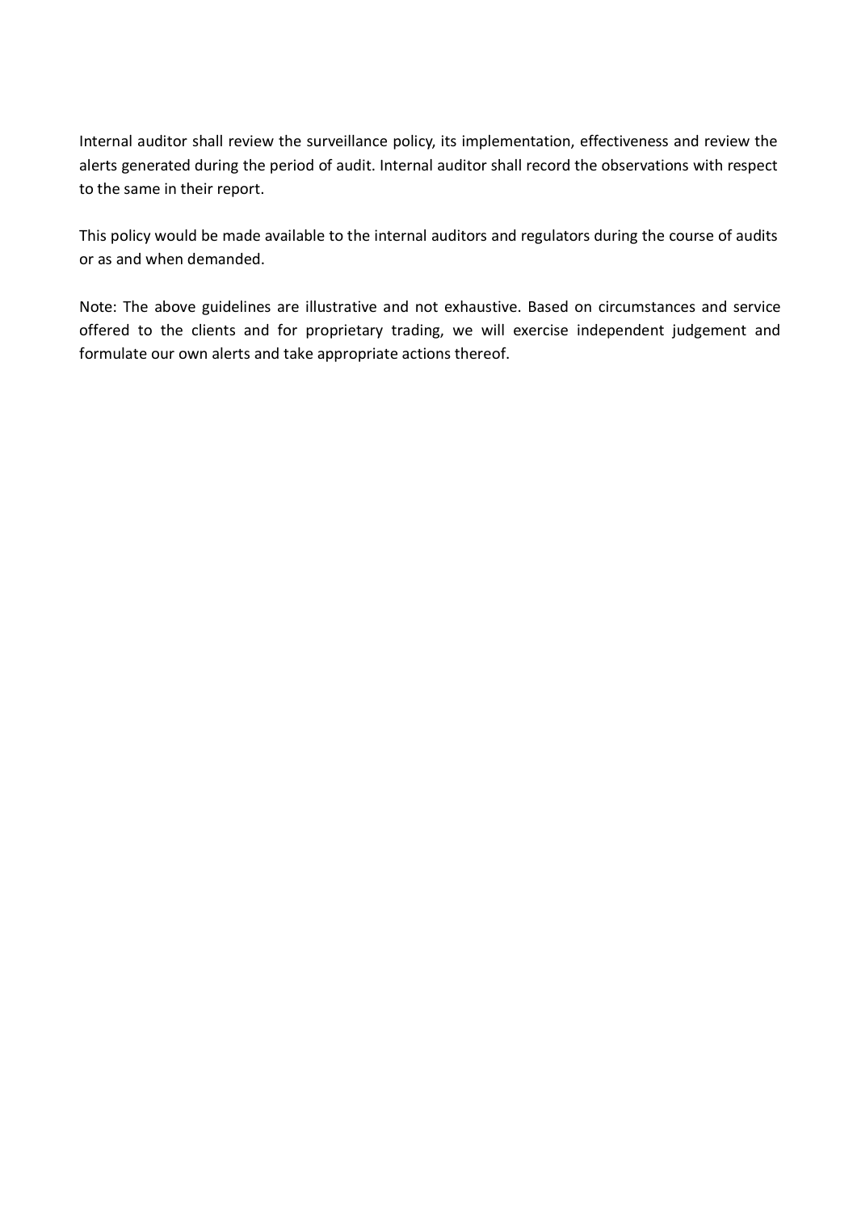Internal auditor shall review the surveillance policy, its implementation, effectiveness and review the alerts generated during the period of audit. Internal auditor shall record the observations with respect to the same in their report.

This policy would be made available to the internal auditors and regulators during the course of audits or as and when demanded.

Note: The above guidelines are illustrative and not exhaustive. Based on circumstances and service offered to the clients and for proprietary trading, we will exercise independent judgement and formulate our own alerts and take appropriate actions thereof.